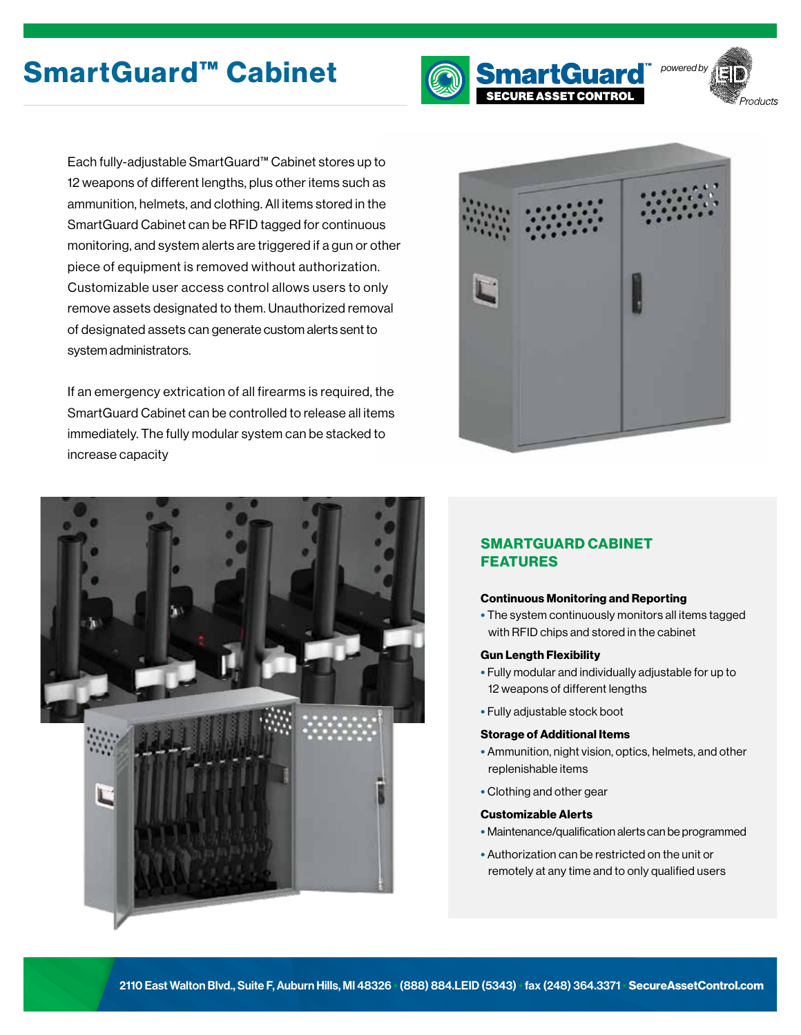# SmartGuard™ Cabinet

Each fully-adjustable SmartGuard™ Cabinet stores up to 12 weapons of different lengths, plus other items such as ammunition, helmets, and clothing. All items stored in the SmartGuard Cabinet can be RFID tagged for continuous monitoring, and system alerts are triggered if a gun or other piece of equipment is removed without authorization. Customizable user access control allows users to only remove assets designated to them. Unauthorized removal of designated assets can generate custom alerts sent to system administrators.

If an emergency extrication of all firearms is required, the SmartGuard Cabinet can be controlled to release all items immediately. The fully modular system can be stacked to increase capacity

## SMARTGUARD CABINET FEATURES

**Continuous Monitoring and Reporting**

- The system continuously monitors all items tagged with RFID chips and stored in the cabinet

**Gun Length Flexibility**

- Fully modular and individually adjustable for up to 12 weapons of different lengths
- Fully adjustable stock boot

**Storage of Additional Items**

- Ammunition, night vision, optics, helmets, and other replenishable items
- Clothing and other gear

**Customizable Alerts**

- Maintenance/qualification alerts can be programmed
- Authorization can be restricted on the unit or remotely at any time and to only qualified users

2110 East Walton Blvd., Suite F, Auburn Hills, MI 48326 • (888) 884.LEID (5343) • fax (248) 364.3371 • SecureAssetControl.com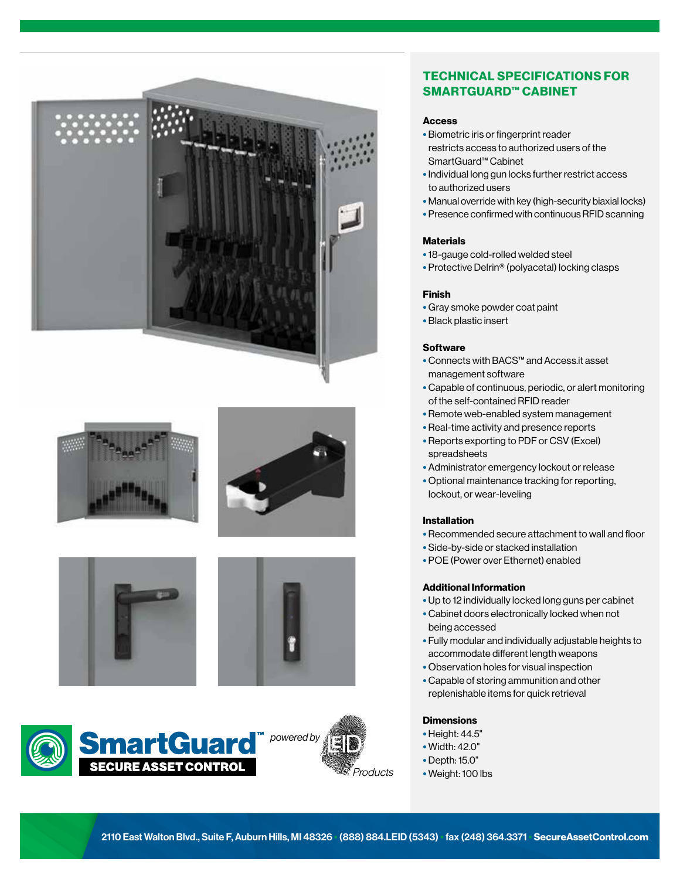## TECHNICAL SPECIFICATIONS FOR SMARTGUARD™ CABINET

### Access

- Biometric iris or fingerprint reader restricts access to authorized users of the SmartGuard™ Cabinet
- Individual long gun locks further restrict access to authorized users
- Manual override with key (high-security biaxial locks)
- Presence confirmed with continuous RFID scanning

### Materials

- 18-gauge cold-rolled welded steel
- Protective Delrin® (polyacetal) locking clasps

### Finish

- Gray smoke powder coat paint
- Black plastic insert

### Software

- Connects with BACS™ and Access.it asset management software
- Capable of continuous, periodic, or alert monitoring of the self-contained RFID reader
- Remote web-enabled system management
- Real-time activity and presence reports
- Reports exporting to PDF or CSV (Excel) spreadsheets
- Administrator emergency lockout or release
- Optional maintenance tracking for reporting, lockout, or wear-leveling

### Installation

- Recommended secure attachment to wall and floor
- Side-by-side or stacked installation
- POE (Power over Ethernet) enabled

### Additional Information

- Up to 12 individually locked long guns per cabinet
- Cabinet doors electronically locked when not being accessed
- Fully modular and individually adjustable heights to accommodate different length weapons
- Observation holes for visual inspection
- Capable of storing ammunition and other replenishable items for quick retrieval

### Dimensions

- Height: 44.5"
- Width: 42.0"
- Depth: 15.0"
- Weight: 100 lbs

**SmartGuard™ SECURE ASSET CONTROL** *powered by* LEID *Products*

2110 East Walton Blvd., Suite F, Auburn Hills, MI 48326 • (888) 884.LEID (5343) • fax (248) 364.3371 • SecureAssetControl.com